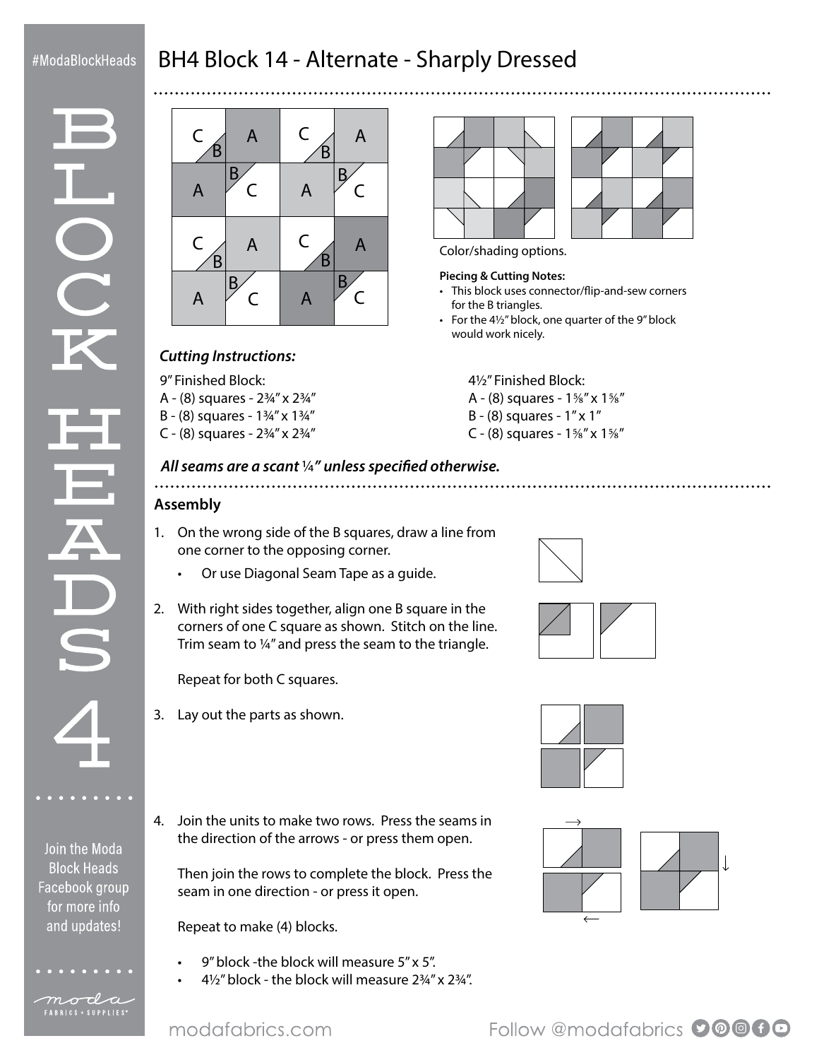# BH4 Block 14 - Alternate - Sharply Dressed

Color/shading options.

**Piecing & Cutting Notes:**

- This block uses connector/flip-and-sew corners for the B triangles.
- For the 4½" block, one quarter of the 9" block would work nicely.

### *Cutting Instructions:*

9" Finished Block:
A - (8) squares - 2¾" x 2¾"
B - (8) squares - 1¾" x 1¾"
C - (8) squares - 2¾" x 2¾"

4½" Finished Block:
A - (8) squares - 1⅝" x 1⅝"
B - (8) squares - 1" x 1"
C - (8) squares - 1⅝" x 1⅝"

***All seams are a scant ¼" unless specified otherwise.***

## Assembly

1. On the wrong side of the B squares, draw a line from one corner to the opposing corner.
   - Or use Diagonal Seam Tape as a guide.
2. With right sides together, align one B square in the corners of one C square as shown. Stitch on the line. Trim seam to ¼" and press the seam to the triangle.

   Repeat for both C squares.
3. Lay out the parts as shown.
4. Join the units to make two rows. Press the seams in the direction of the arrows - or press them open.

   Then join the rows to complete the block. Press the seam in one direction - or press it open.

   Repeat to make (4) blocks.

   - 9" block -the block will measure 5" x 5".
   - 4½" block - the block will measure 2¾" x 2¾".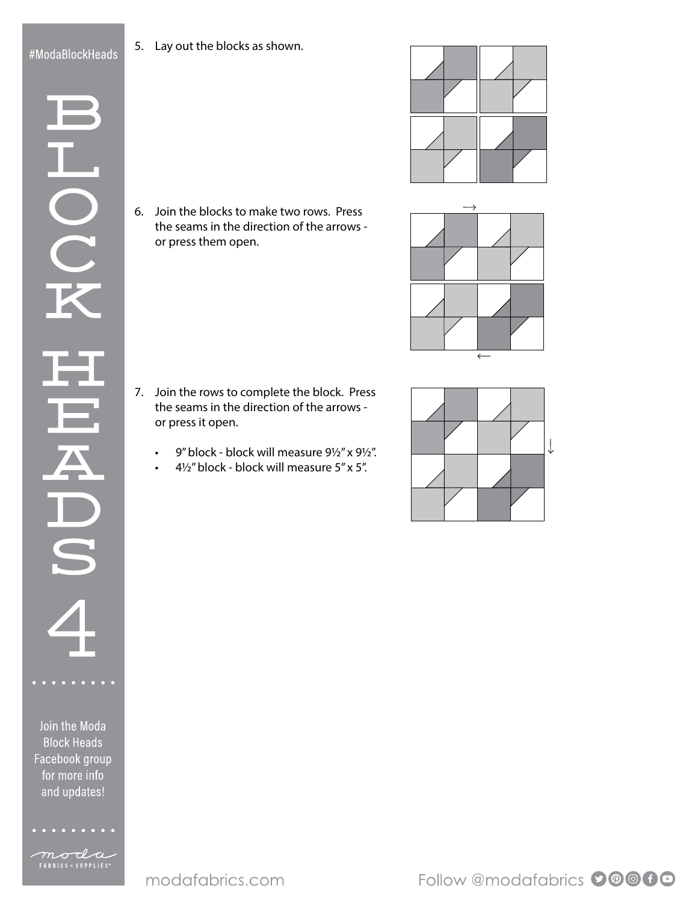5. Lay out the blocks as shown.

6. Join the blocks to make two rows. Press the seams in the direction of the arrows - or press them open.

→

←

7. Join the rows to complete the block. Press the seams in the direction of the arrows - or press it open.

    - 9″ block - block will measure 9½″ x 9½″.
    - 4½″ block - block will measure 5″ x 5″.

↓

#ModaBlockHeads

BLOCK HEADS 4

Join the Moda Block Heads Facebook group for more info and updates!

moda FABRICS + SUPPLIES

modafabrics.com

Follow @modafabrics